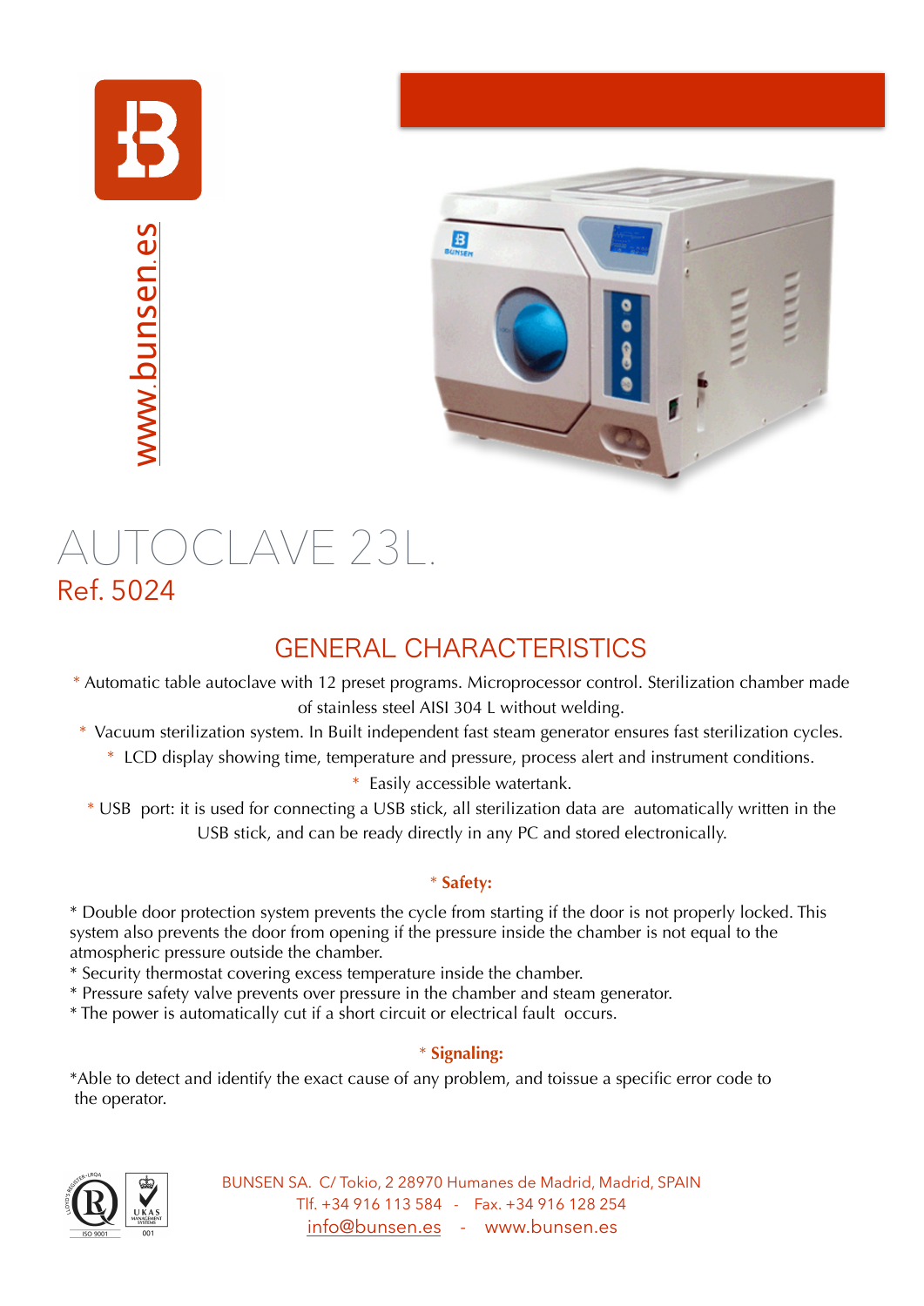www.bunsen.es

# AUTOCLAVE 23L.

## Ref. 5024

## GENERAL CHARACTERISTICS

* Automatic table autoclave with 12 preset programs. Microprocessor control. Sterilization chamber made of stainless steel AISI 304 L without welding.
* Vacuum sterilization system. In Built independent fast steam generator ensures fast sterilization cycles.
* LCD display showing time, temperature and pressure, process alert and instrument conditions.
* Easily accessible watertank.
* USB port: it is used for connecting a USB stick, all sterilization data are automatically written in the USB stick, and can be ready directly in any PC and stored electronically.

**\* Safety:**

* Double door protection system prevents the cycle from starting if the door is not properly locked. This system also prevents the door from opening if the pressure inside the chamber is not equal to the atmospheric pressure outside the chamber.
* Security thermostat covering excess temperature inside the chamber.
* Pressure safety valve prevents over pressure in the chamber and steam generator.
* The power is automatically cut if a short circuit or electrical fault occurs.

**\* Signaling:**

*Able to detect and identify the exact cause of any problem, and toissue a specific error code to the operator.

ISO 9001 001

BUNSEN SA. C/ Tokio, 2 28970 Humanes de Madrid, Madrid, SPAIN
Tlf. +34 916 113 584 - Fax. +34 916 128 254
info@bunsen.es - www.bunsen.es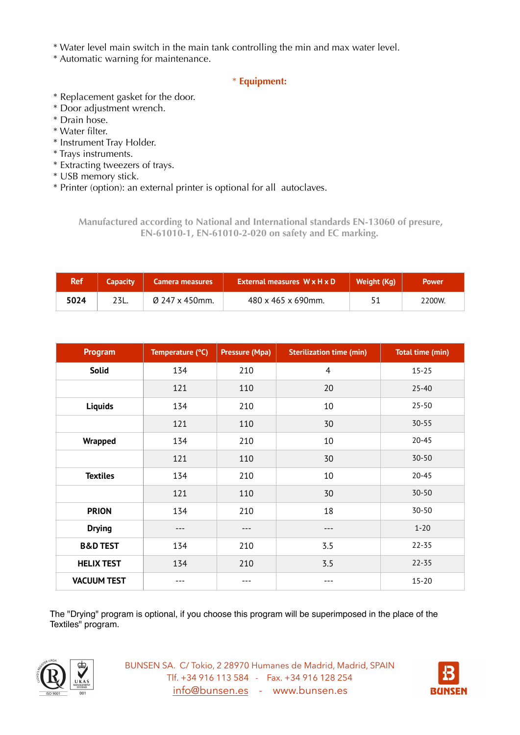* Water level main switch in the main tank controlling the min and max water level.
* Automatic warning for maintenance.

## * Equipment:

* Replacement gasket for the door.
* Door adjustment wrench.
* Drain hose.
* Water filter.
* Instrument Tray Holder.
* Trays instruments.
* Extracting tweezers of trays.
* USB memory stick.
* Printer (option): an external printer is optional for all autoclaves.

**Manufactured according to National and International standards EN-13060 of presure, EN-61010-1, EN-61010-2-020 on safety and EC marking.**

| Ref | Capacity | Camera measures | External measures W x H x D | Weight (Kg) | Power |
|---|---|---|---|---|---|
| **5024** | 23L. | Ø 247 x 450mm. | 480 x 465 x 690mm. | 51 | 2200W. |

| Program | Temperature (ºC) | Pressure (Mpa) | Sterilization time (min) | Total time (min) |
|---|---|---|---|---|
| **Solid** | 134 | 210 | 4 | 15-25 |
| | 121 | 110 | 20 | 25-40 |
| **Liquids** | 134 | 210 | 10 | 25-50 |
| | 121 | 110 | 30 | 30-55 |
| **Wrapped** | 134 | 210 | 10 | 20-45 |
| | 121 | 110 | 30 | 30-50 |
| **Textiles** | 134 | 210 | 10 | 20-45 |
| | 121 | 110 | 30 | 30-50 |
| **PRION** | 134 | 210 | 18 | 30-50 |
| **Drying** | --- | --- | --- | 1-20 |
| **B&D TEST** | 134 | 210 | 3.5 | 22-35 |
| **HELIX TEST** | 134 | 210 | 3.5 | 22-35 |
| **VACUUM TEST** | --- | --- | --- | 15-20 |

The "Drying" program is optional, if you choose this program will be superimposed in the place of the Textiles" program.

BUNSEN SA. C/ Tokio, 2 28970 Humanes de Madrid, Madrid, SPAIN
Tlf. +34 916 113 584 - Fax. +34 916 128 254
info@bunsen.es - www.bunsen.es